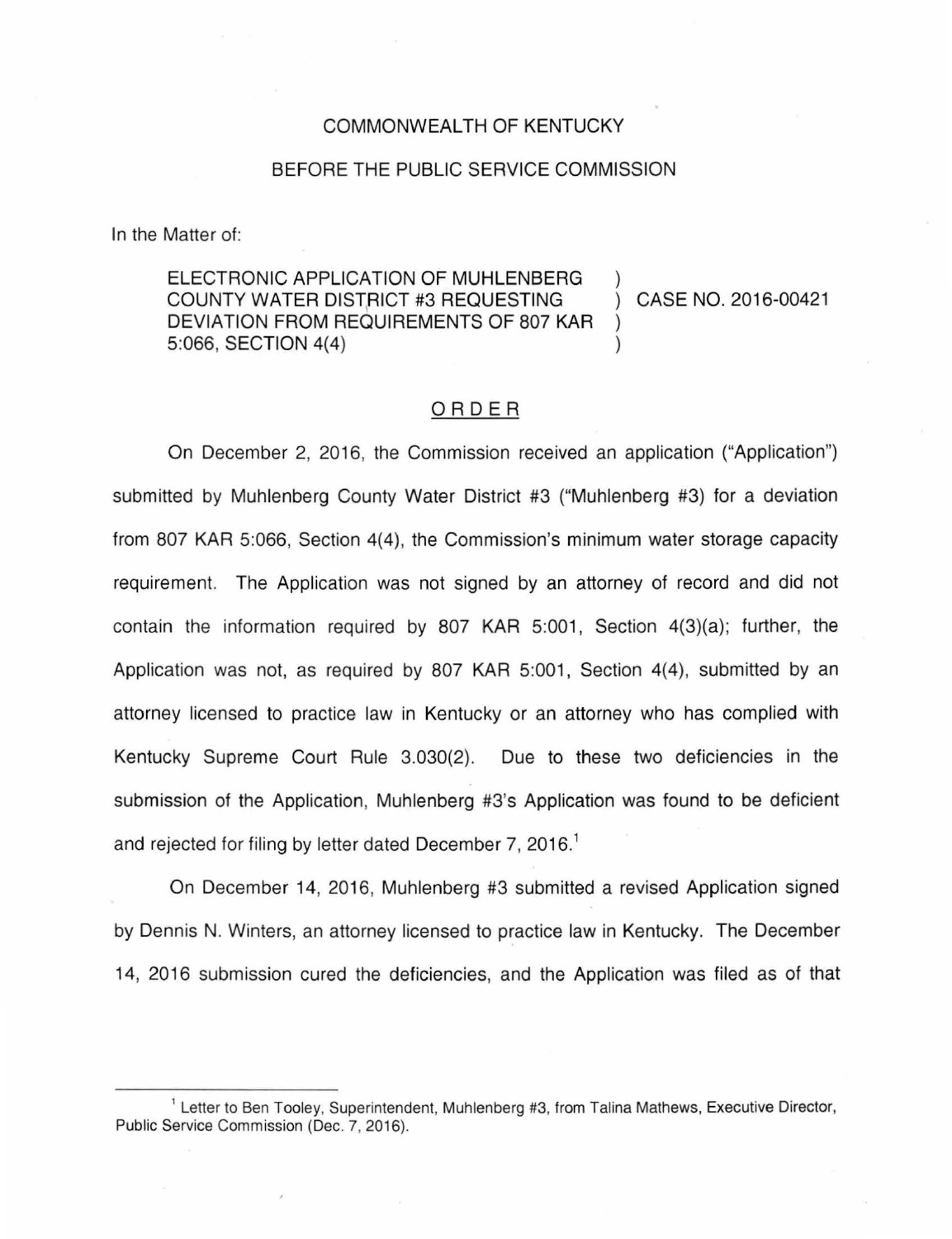COMMONWEALTH OF KENTUCKY

BEFORE THE PUBLIC SERVICE COMMISSION

In the Matter of:

ELECTRONIC APPLICATION OF MUHLENBERG COUNTY WATER DISTRICT #3 REQUESTING DEVIATION FROM REQUIREMENTS OF 807 KAR 5:066, SECTION 4(4) ) CASE NO. 2016-00421

ORDER

On December 2, 2016, the Commission received an application ("Application") submitted by Muhlenberg County Water District #3 ("Muhlenberg #3) for a deviation from 807 KAR 5:066, Section 4(4), the Commission's minimum water storage capacity requirement. The Application was not signed by an attorney of record and did not contain the information required by 807 KAR 5:001, Section 4(3)(a); further, the Application was not, as required by 807 KAR 5:001, Section 4(4), submitted by an attorney licensed to practice law in Kentucky or an attorney who has complied with Kentucky Supreme Court Rule 3.030(2). Due to these two deficiencies in the submission of the Application, Muhlenberg #3's Application was found to be deficient and rejected for filing by letter dated December 7, 2016.[1]

On December 14, 2016, Muhlenberg #3 submitted a revised Application signed by Dennis N. Winters, an attorney licensed to practice law in Kentucky. The December 14, 2016 submission cured the deficiencies, and the Application was filed as of that

[1] Letter to Ben Tooley, Superintendent, Muhlenberg #3, from Talina Mathews, Executive Director, Public Service Commission (Dec. 7, 2016).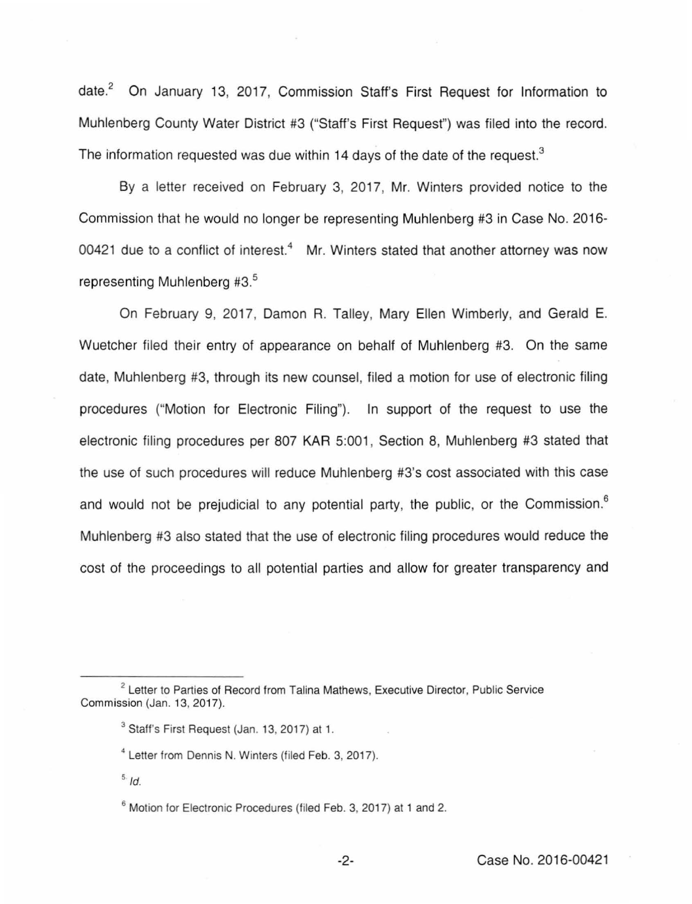date.[2] On January 13, 2017, Commission Staff's First Request for Information to Muhlenberg County Water District #3 ("Staff's First Request") was filed into the record. The information requested was due within 14 days of the date of the request.[3]

By a letter received on February 3, 2017, Mr. Winters provided notice to the Commission that he would no longer be representing Muhlenberg #3 in Case No. 2016-00421 due to a conflict of interest.[4] Mr. Winters stated that another attorney was now representing Muhlenberg #3.[5]

On February 9, 2017, Damon R. Talley, Mary Ellen Wimberly, and Gerald E. Wuetcher filed their entry of appearance on behalf of Muhlenberg #3. On the same date, Muhlenberg #3, through its new counsel, filed a motion for use of electronic filing procedures ("Motion for Electronic Filing"). In support of the request to use the electronic filing procedures per 807 KAR 5:001, Section 8, Muhlenberg #3 stated that the use of such procedures will reduce Muhlenberg #3's cost associated with this case and would not be prejudicial to any potential party, the public, or the Commission.[6] Muhlenberg #3 also stated that the use of electronic filing procedures would reduce the cost of the proceedings to all potential parties and allow for greater transparency and

---

[2] Letter to Parties of Record from Talina Mathews, Executive Director, Public Service Commission (Jan. 13, 2017).

[3] Staff's First Request (Jan. 13, 2017) at 1.

[4] Letter from Dennis N. Winters (filed Feb. 3, 2017).

[5] *Id.*

[6] Motion for Electronic Procedures (filed Feb. 3, 2017) at 1 and 2.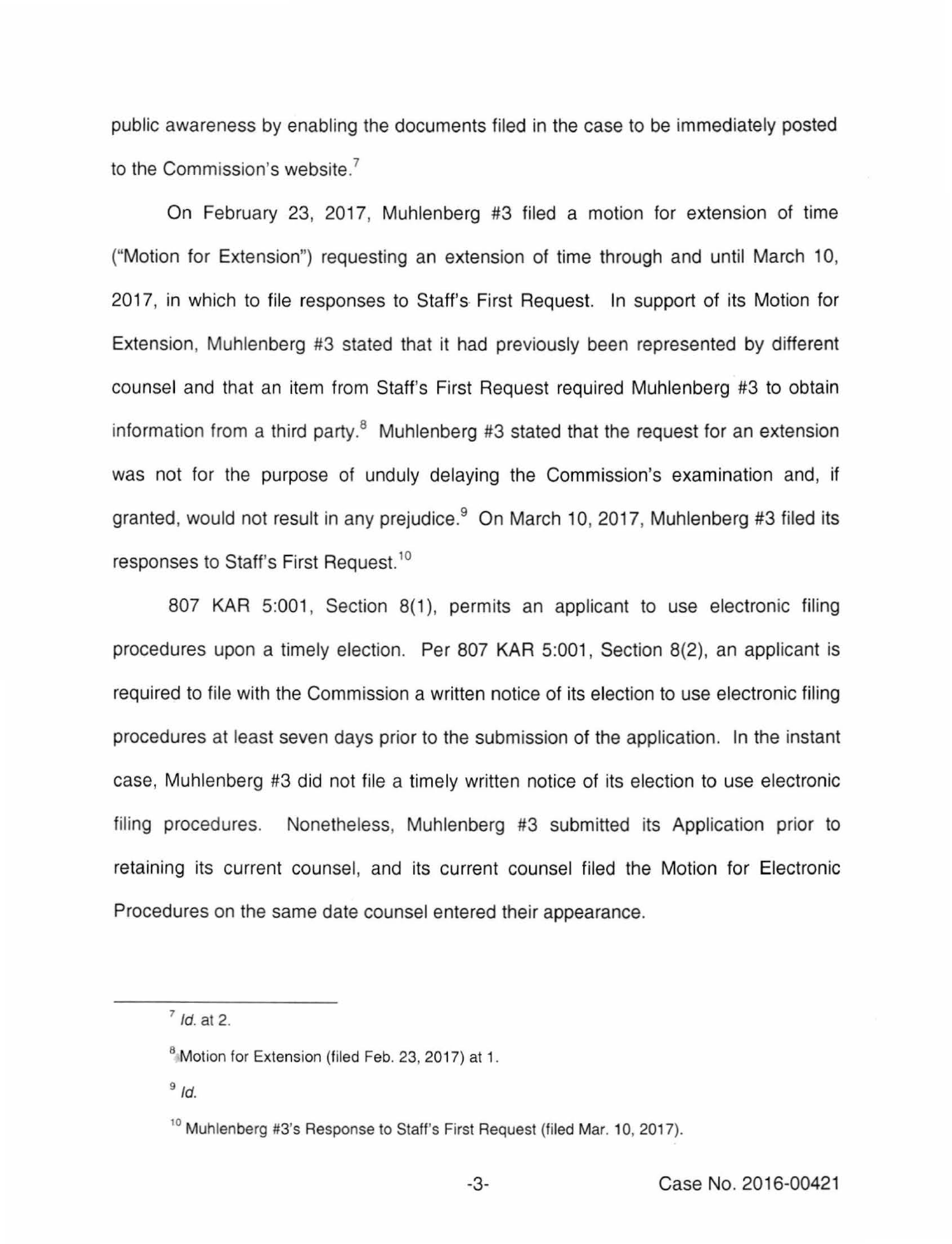public awareness by enabling the documents filed in the case to be immediately posted to the Commission's website.[7]

On February 23, 2017, Muhlenberg #3 filed a motion for extension of time ("Motion for Extension") requesting an extension of time through and until March 10, 2017, in which to file responses to Staff's First Request. In support of its Motion for Extension, Muhlenberg #3 stated that it had previously been represented by different counsel and that an item from Staff's First Request required Muhlenberg #3 to obtain information from a third party.[8] Muhlenberg #3 stated that the request for an extension was not for the purpose of unduly delaying the Commission's examination and, if granted, would not result in any prejudice.[9] On March 10, 2017, Muhlenberg #3 filed its responses to Staff's First Request.[10]

807 KAR 5:001, Section 8(1), permits an applicant to use electronic filing procedures upon a timely election. Per 807 KAR 5:001, Section 8(2), an applicant is required to file with the Commission a written notice of its election to use electronic filing procedures at least seven days prior to the submission of the application. In the instant case, Muhlenberg #3 did not file a timely written notice of its election to use electronic filing procedures. Nonetheless, Muhlenberg #3 submitted its Application prior to retaining its current counsel, and its current counsel filed the Motion for Electronic Procedures on the same date counsel entered their appearance.

---

[7] *Id.* at 2.

[8] Motion for Extension (filed Feb. 23, 2017) at 1.

[9] *Id.*

[10] Muhlenberg #3's Response to Staff's First Request (filed Mar. 10, 2017).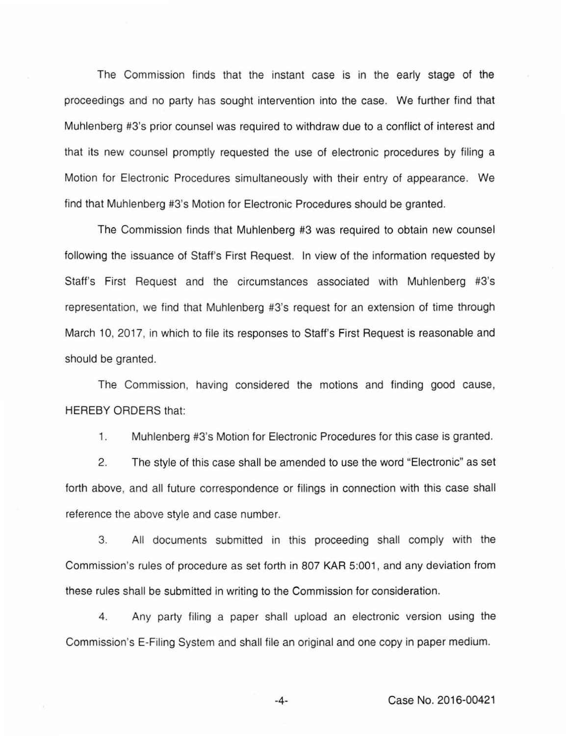The Commission finds that the instant case is in the early stage of the proceedings and no party has sought intervention into the case. We further find that Muhlenberg #3's prior counsel was required to withdraw due to a conflict of interest and that its new counsel promptly requested the use of electronic procedures by filing a Motion for Electronic Procedures simultaneously with their entry of appearance. We find that Muhlenberg #3's Motion for Electronic Procedures should be granted.

The Commission finds that Muhlenberg #3 was required to obtain new counsel following the issuance of Staff's First Request. In view of the information requested by Staff's First Request and the circumstances associated with Muhlenberg #3's representation, we find that Muhlenberg #3's request for an extension of time through March 10, 2017, in which to file its responses to Staff's First Request is reasonable and should be granted.

The Commission, having considered the motions and finding good cause, HEREBY ORDERS that:

1. Muhlenberg #3's Motion for Electronic Procedures for this case is granted.

2. The style of this case shall be amended to use the word "Electronic" as set forth above, and all future correspondence or filings in connection with this case shall reference the above style and case number.

3. All documents submitted in this proceeding shall comply with the Commission's rules of procedure as set forth in 807 KAR 5:001, and any deviation from these rules shall be submitted in writing to the Commission for consideration.

4. Any party filing a paper shall upload an electronic version using the Commission's E-Filing System and shall file an original and one copy in paper medium.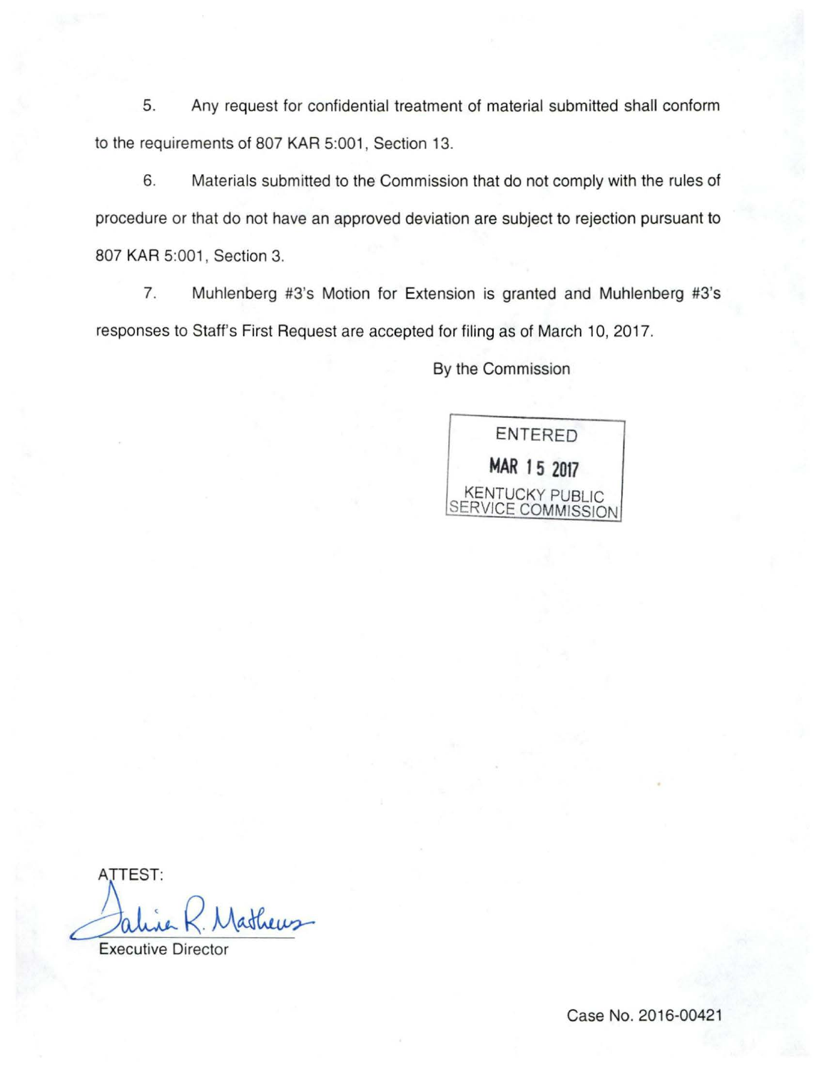5. Any request for confidential treatment of material submitted shall conform to the requirements of 807 KAR 5:001, Section 13.

6. Materials submitted to the Commission that do not comply with the rules of procedure or that do not have an approved deviation are subject to rejection pursuant to 807 KAR 5:001, Section 3.

7. Muhlenberg #3's Motion for Extension is granted and Muhlenberg #3's responses to Staff's First Request are accepted for filing as of March 10, 2017.

By the Commission

ENTERED
MAR 15 2017
KENTUCKY PUBLIC
SERVICE COMMISSION

ATTEST:

Executive Director

Case No. 2016-00421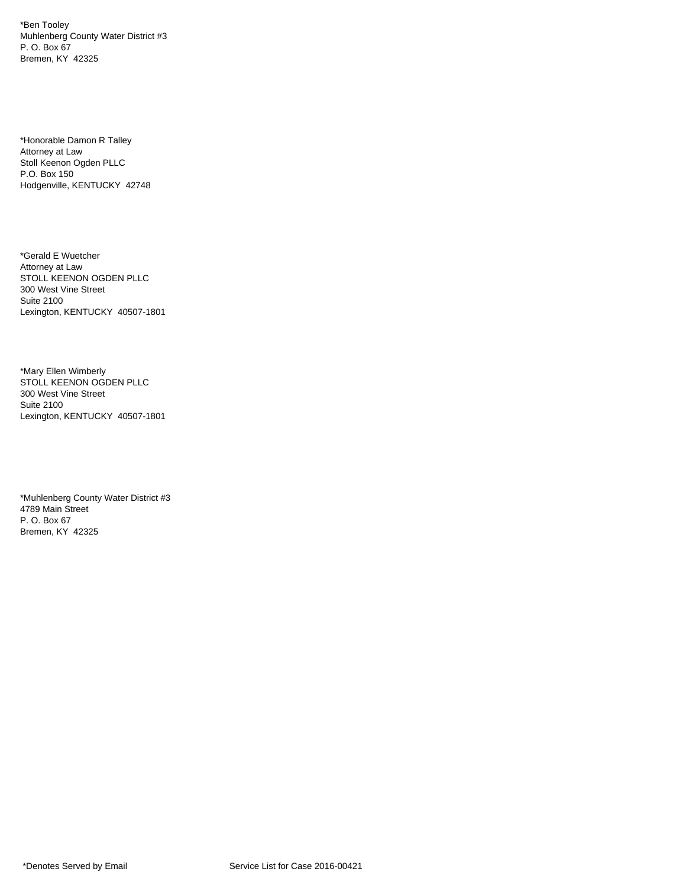*Ben Tooley
Muhlenberg County Water District #3
P. O. Box 67
Bremen, KY  42325

*Honorable Damon R Talley
Attorney at Law
Stoll Keenon Ogden PLLC
P.O. Box 150
Hodgenville, KENTUCKY  42748

*Gerald E Wuetcher
Attorney at Law
STOLL KEENON OGDEN PLLC
300 West Vine Street
Suite 2100
Lexington, KENTUCKY  40507-1801

*Mary Ellen Wimberly
STOLL KEENON OGDEN PLLC
300 West Vine Street
Suite 2100
Lexington, KENTUCKY  40507-1801

*Muhlenberg County Water District #3
4789 Main Street
P. O. Box 67
Bremen, KY  42325

*Denotes Served by Email

Service List for Case 2016-00421